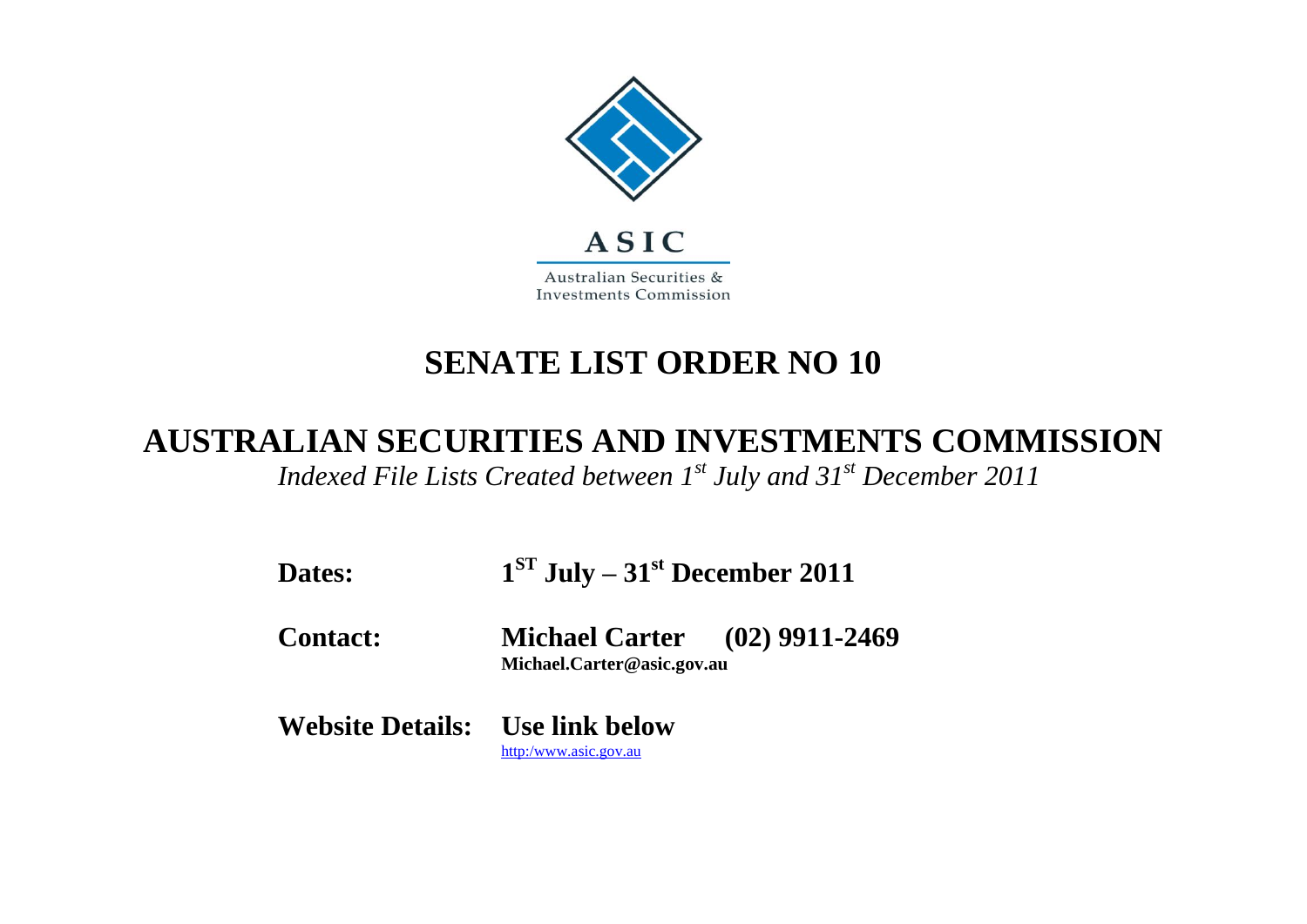ASIC

Australian Securities & Investments Commission

# SENATE LIST ORDER NO 10

## AUSTRALIAN SECURITIES AND INVESTMENTS COMMISSION

*Indexed File Lists Created between 1st July and 31st December 2011*

**Dates:** **1ST July – 31st December 2011**

**Contact:** **Michael Carter (02) 9911-2469**
**Michael.Carter@asic.gov.au**

**Website Details:** **Use link below**
http:/www.asic.gov.au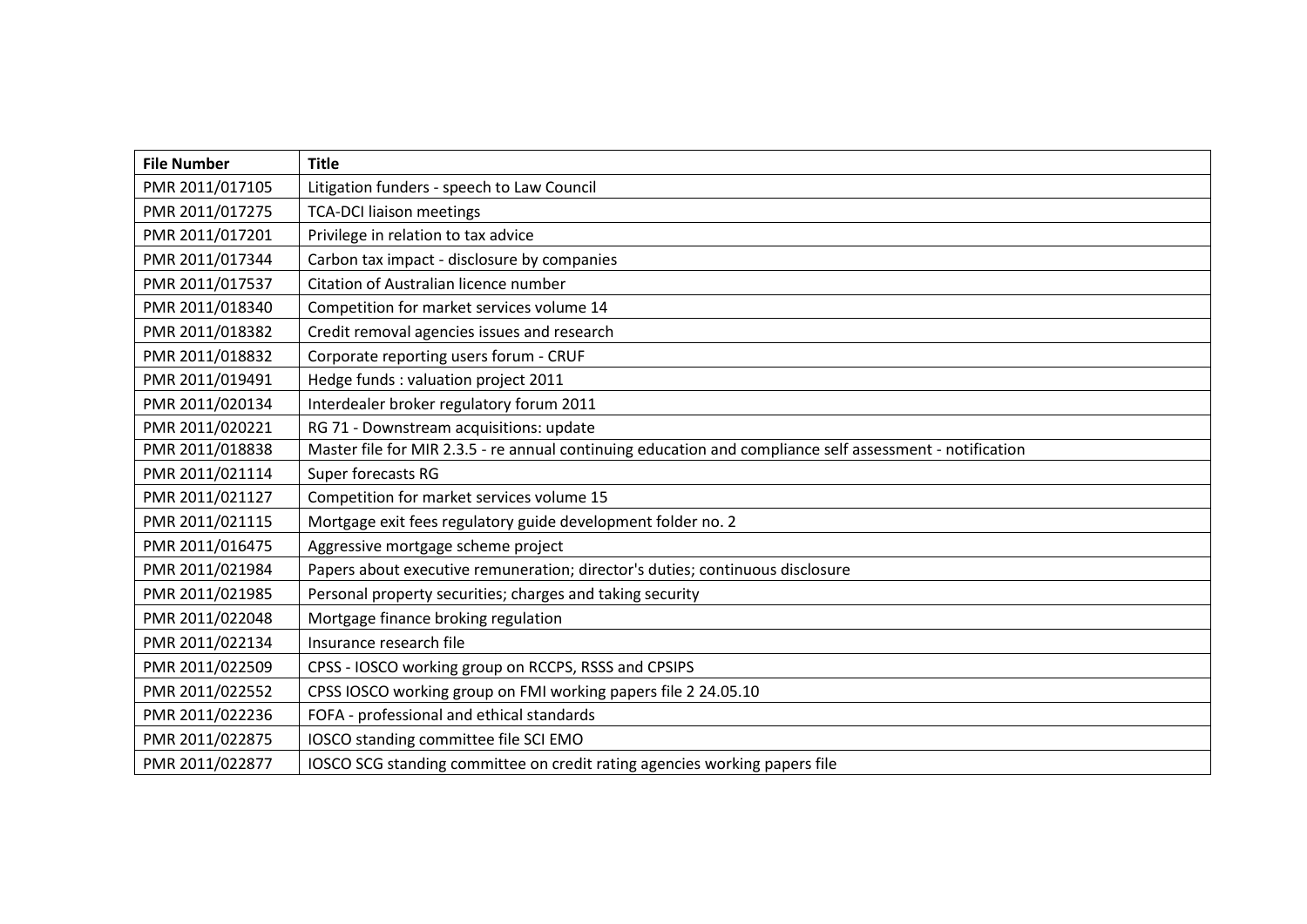| File Number | Title |
| --- | --- |
| PMR 2011/017105 | Litigation funders - speech to Law Council |
| PMR 2011/017275 | TCA-DCI liaison meetings |
| PMR 2011/017201 | Privilege in relation to tax advice |
| PMR 2011/017344 | Carbon tax impact - disclosure by companies |
| PMR 2011/017537 | Citation of Australian licence number |
| PMR 2011/018340 | Competition for market services volume 14 |
| PMR 2011/018382 | Credit removal agencies issues and research |
| PMR 2011/018832 | Corporate reporting users forum - CRUF |
| PMR 2011/019491 | Hedge funds : valuation project 2011 |
| PMR 2011/020134 | Interdealer broker regulatory forum 2011 |
| PMR 2011/020221 | RG 71 - Downstream acquisitions: update |
| PMR 2011/018838 | Master file for MIR 2.3.5 - re annual continuing education and compliance self assessment - notification |
| PMR 2011/021114 | Super forecasts RG |
| PMR 2011/021127 | Competition for market services volume 15 |
| PMR 2011/021115 | Mortgage exit fees regulatory guide development folder no. 2 |
| PMR 2011/016475 | Aggressive mortgage scheme project |
| PMR 2011/021984 | Papers about executive remuneration; director's duties; continuous disclosure |
| PMR 2011/021985 | Personal property securities; charges and taking security |
| PMR 2011/022048 | Mortgage finance broking regulation |
| PMR 2011/022134 | Insurance research file |
| PMR 2011/022509 | CPSS - IOSCO working group on RCCPS, RSSS and CPSIPS |
| PMR 2011/022552 | CPSS IOSCO working group on FMI working papers file 2 24.05.10 |
| PMR 2011/022236 | FOFA - professional and ethical standards |
| PMR 2011/022875 | IOSCO standing committee file SCI EMO |
| PMR 2011/022877 | IOSCO SCG standing committee on credit rating agencies working papers file |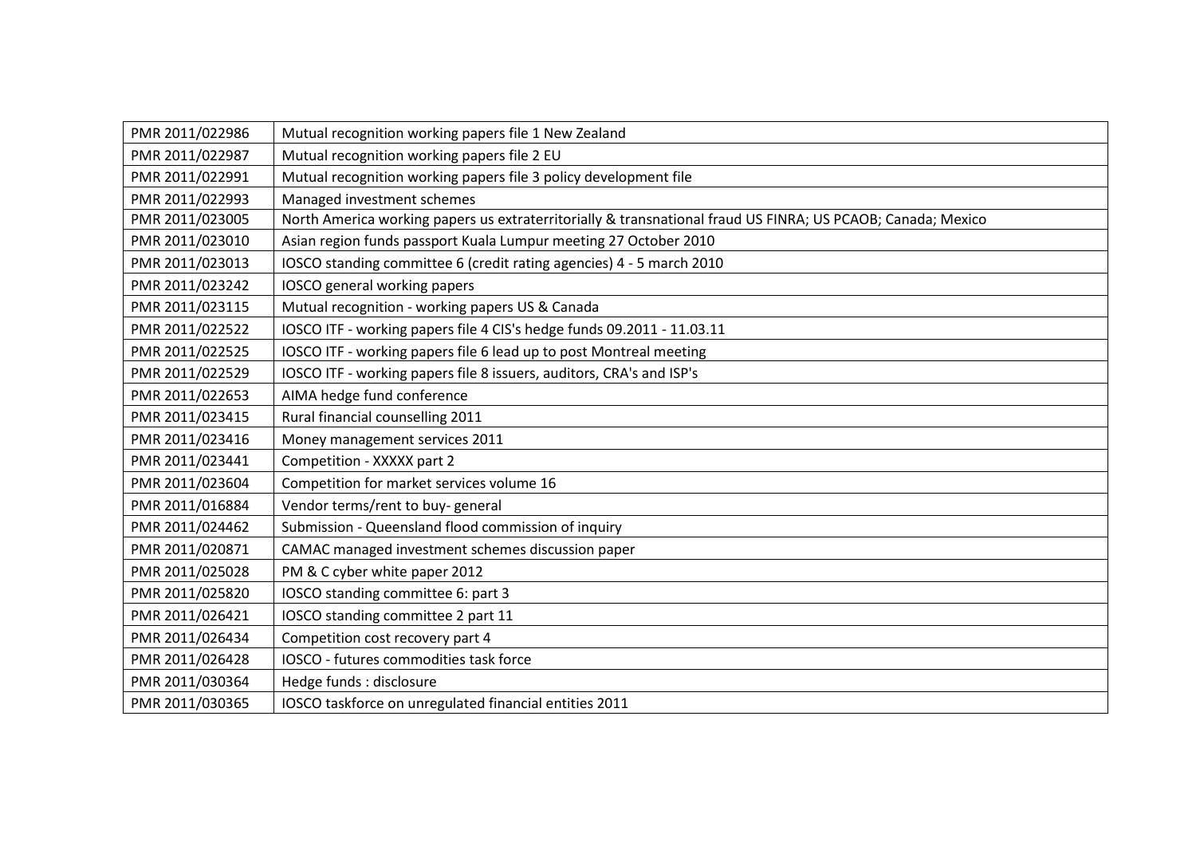| PMR 2011/022986 | Mutual recognition working papers file 1 New Zealand |
|---|---|
| PMR 2011/022987 | Mutual recognition working papers file 2 EU |
| PMR 2011/022991 | Mutual recognition working papers file 3 policy development file |
| PMR 2011/022993 | Managed investment schemes |
| PMR 2011/023005 | North America working papers us extraterritorially & transnational fraud US FINRA; US PCAOB; Canada; Mexico |
| PMR 2011/023010 | Asian region funds passport Kuala Lumpur meeting 27 October 2010 |
| PMR 2011/023013 | IOSCO standing committee 6 (credit rating agencies) 4 - 5 march 2010 |
| PMR 2011/023242 | IOSCO general working papers |
| PMR 2011/023115 | Mutual recognition - working papers US & Canada |
| PMR 2011/022522 | IOSCO ITF - working papers file 4 CIS's hedge funds 09.2011 - 11.03.11 |
| PMR 2011/022525 | IOSCO ITF - working papers file 6 lead up to post Montreal meeting |
| PMR 2011/022529 | IOSCO ITF - working papers file 8 issuers, auditors, CRA's and ISP's |
| PMR 2011/022653 | AIMA hedge fund conference |
| PMR 2011/023415 | Rural financial counselling 2011 |
| PMR 2011/023416 | Money management services 2011 |
| PMR 2011/023441 | Competition - XXXXX part 2 |
| PMR 2011/023604 | Competition for market services volume 16 |
| PMR 2011/016884 | Vendor terms/rent to buy- general |
| PMR 2011/024462 | Submission - Queensland flood commission of inquiry |
| PMR 2011/020871 | CAMAC managed investment schemes discussion paper |
| PMR 2011/025028 | PM & C cyber white paper 2012 |
| PMR 2011/025820 | IOSCO standing committee 6: part 3 |
| PMR 2011/026421 | IOSCO standing committee 2 part 11 |
| PMR 2011/026434 | Competition cost recovery part 4 |
| PMR 2011/026428 | IOSCO - futures commodities task force |
| PMR 2011/030364 | Hedge funds : disclosure |
| PMR 2011/030365 | IOSCO taskforce on unregulated financial entities 2011 |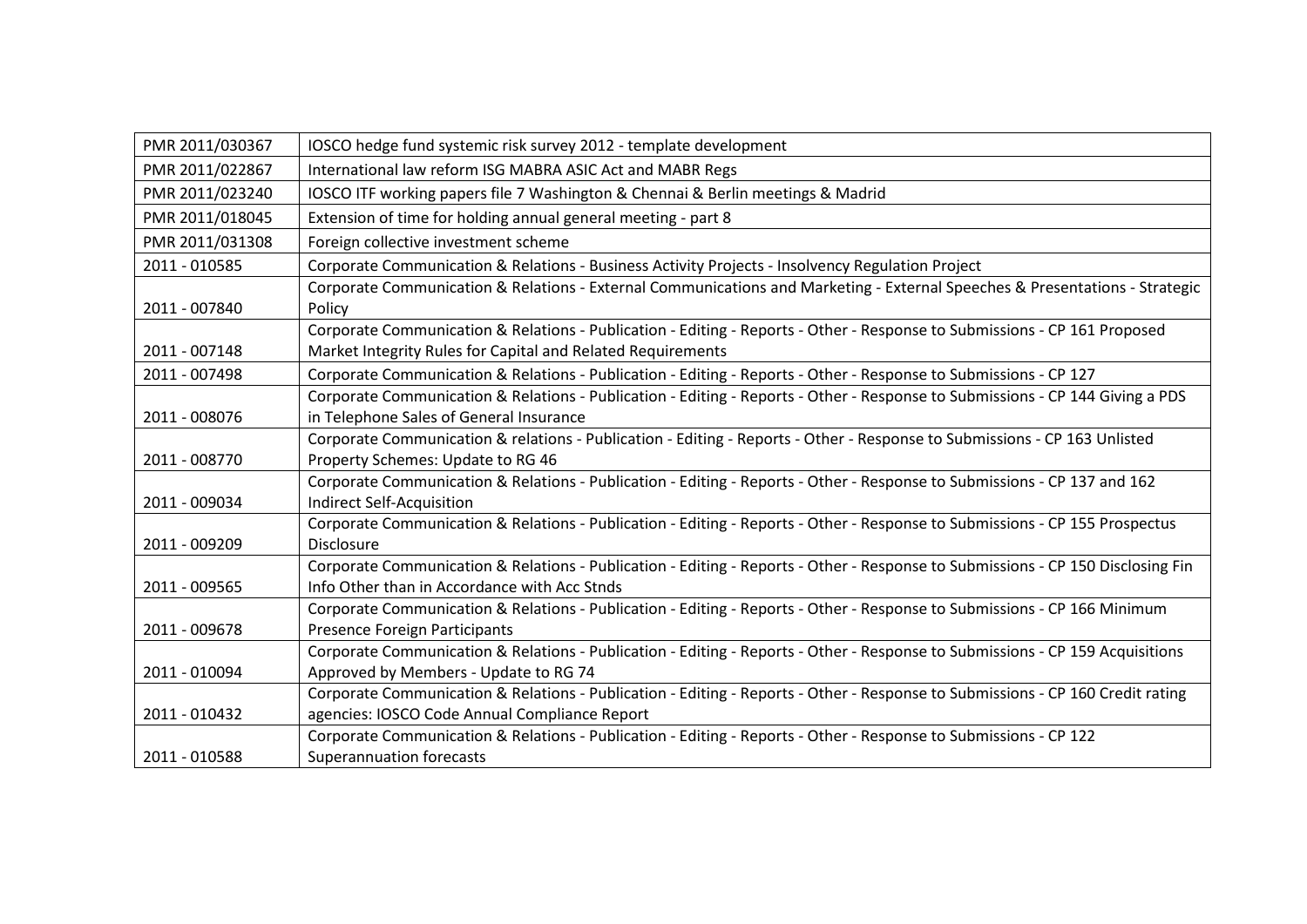| | |
|---|---|
| PMR 2011/030367 | IOSCO hedge fund systemic risk survey 2012 - template development |
| PMR 2011/022867 | International law reform ISG MABRA ASIC Act and MABR Regs |
| PMR 2011/023240 | IOSCO ITF working papers file 7 Washington & Chennai & Berlin meetings & Madrid |
| PMR 2011/018045 | Extension of time for holding annual general meeting - part 8 |
| PMR 2011/031308 | Foreign collective investment scheme |
| 2011 - 010585 | Corporate Communication & Relations - Business Activity Projects - Insolvency Regulation Project |
| 2011 - 007840 | Corporate Communication & Relations - External Communications and Marketing - External Speeches & Presentations - Strategic Policy |
| 2011 - 007148 | Corporate Communication & Relations - Publication - Editing - Reports - Other - Response to Submissions - CP 161 Proposed Market Integrity Rules for Capital and Related Requirements |
| 2011 - 007498 | Corporate Communication & Relations - Publication - Editing - Reports - Other - Response to Submissions - CP 127 |
| 2011 - 008076 | Corporate Communication & Relations - Publication - Editing - Reports - Other - Response to Submissions - CP 144 Giving a PDS in Telephone Sales of General Insurance |
| 2011 - 008770 | Corporate Communication & relations - Publication - Editing - Reports - Other - Response to Submissions - CP 163 Unlisted Property Schemes: Update to RG 46 |
| 2011 - 009034 | Corporate Communication & Relations - Publication - Editing - Reports - Other - Response to Submissions - CP 137 and 162 Indirect Self-Acquisition |
| 2011 - 009209 | Corporate Communication & Relations - Publication - Editing - Reports - Other - Response to Submissions - CP 155 Prospectus Disclosure |
| 2011 - 009565 | Corporate Communication & Relations - Publication - Editing - Reports - Other - Response to Submissions - CP 150 Disclosing Fin Info Other than in Accordance with Acc Stnds |
| 2011 - 009678 | Corporate Communication & Relations - Publication - Editing - Reports - Other - Response to Submissions - CP 166 Minimum Presence Foreign Participants |
| 2011 - 010094 | Corporate Communication & Relations - Publication - Editing - Reports - Other - Response to Submissions - CP 159 Acquisitions Approved by Members - Update to RG 74 |
| 2011 - 010432 | Corporate Communication & Relations - Publication - Editing - Reports - Other - Response to Submissions - CP 160 Credit rating agencies: IOSCO Code Annual Compliance Report |
| 2011 - 010588 | Corporate Communication & Relations - Publication - Editing - Reports - Other - Response to Submissions - CP 122 Superannuation forecasts |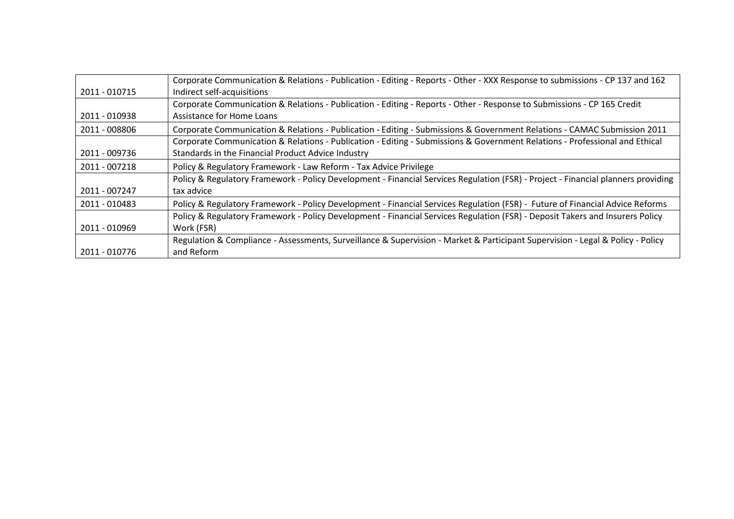| | |
|---|---|
| 2011 - 010715 | Corporate Communication & Relations - Publication - Editing - Reports - Other - XXX Response to submissions - CP 137 and 162 Indirect self-acquisitions |
| 2011 - 010938 | Corporate Communication & Relations - Publication - Editing - Reports - Other - Response to Submissions - CP 165 Credit Assistance for Home Loans |
| 2011 - 008806 | Corporate Communication & Relations - Publication - Editing - Submissions & Government Relations - CAMAC Submission 2011 |
| 2011 - 009736 | Corporate Communication & Relations - Publication - Editing - Submissions & Government Relations - Professional and Ethical Standards in the Financial Product Advice Industry |
| 2011 - 007218 | Policy & Regulatory Framework - Law Reform - Tax Advice Privilege |
| 2011 - 007247 | Policy & Regulatory Framework - Policy Development - Financial Services Regulation (FSR) - Project - Financial planners providing tax advice |
| 2011 - 010483 | Policy & Regulatory Framework - Policy Development - Financial Services Regulation (FSR) - Future of Financial Advice Reforms |
| 2011 - 010969 | Policy & Regulatory Framework - Policy Development - Financial Services Regulation (FSR) - Deposit Takers and Insurers Policy Work (FSR) |
| 2011 - 010776 | Regulation & Compliance - Assessments, Surveillance & Supervision - Market & Participant Supervision - Legal & Policy - Policy and Reform |